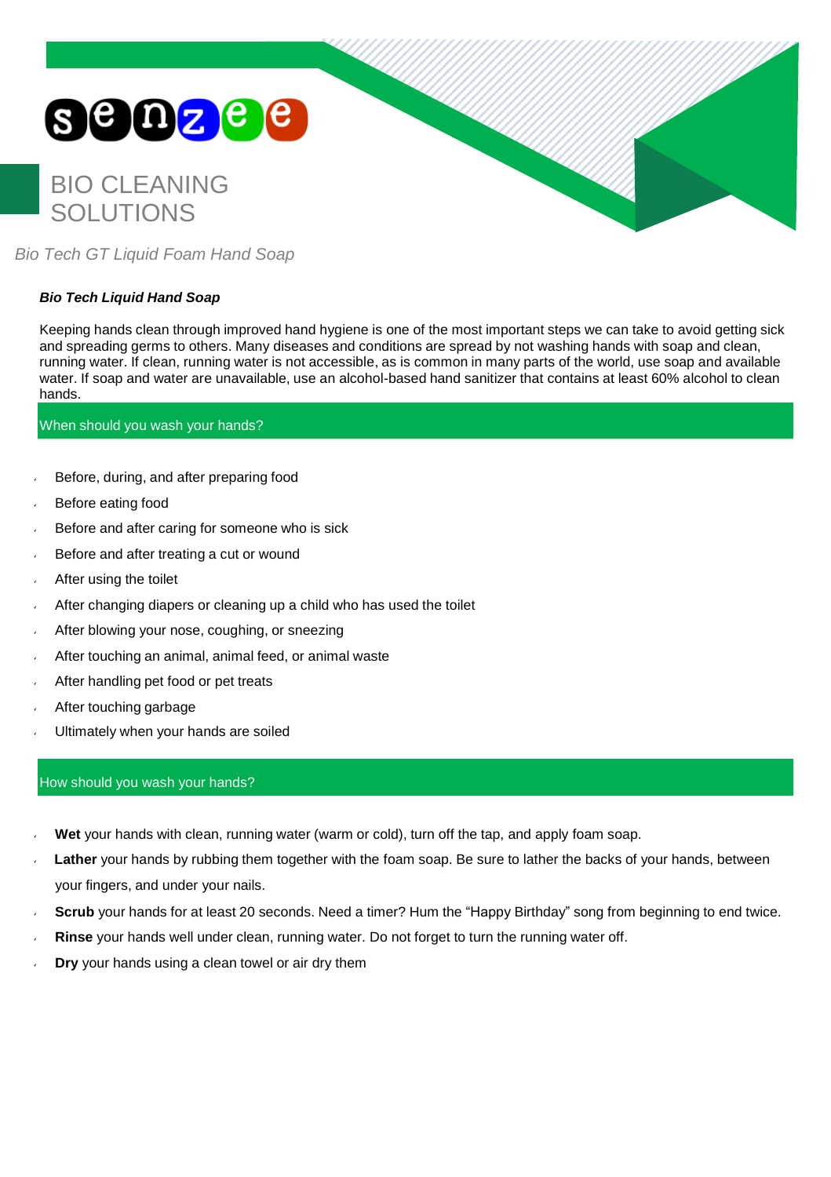senzee

# BIO CLEANING SOLUTIONS

*Bio Tech GT Liquid Foam Hand Soap*

***Bio Tech Liquid Hand Soap***

Keeping hands clean through improved hand hygiene is one of the most important steps we can take to avoid getting sick and spreading germs to others. Many diseases and conditions are spread by not washing hands with soap and clean, running water. If clean, running water is not accessible, as is common in many parts of the world, use soap and available water. If soap and water are unavailable, use an alcohol-based hand sanitizer that contains at least 60% alcohol to clean hands.

## When should you wash your hands?

- Before, during, and after preparing food
- Before eating food
- Before and after caring for someone who is sick
- Before and after treating a cut or wound
- After using the toilet
- After changing diapers or cleaning up a child who has used the toilet
- After blowing your nose, coughing, or sneezing
- After touching an animal, animal feed, or animal waste
- After handling pet food or pet treats
- After touching garbage
- Ultimately when your hands are soiled

## How should you wash your hands?

- **Wet** your hands with clean, running water (warm or cold), turn off the tap, and apply foam soap.
- **Lather** your hands by rubbing them together with the foam soap. Be sure to lather the backs of your hands, between your fingers, and under your nails.
- **Scrub** your hands for at least 20 seconds. Need a timer? Hum the “Happy Birthday” song from beginning to end twice.
- **Rinse** your hands well under clean, running water. Do not forget to turn the running water off.
- **Dry** your hands using a clean towel or air dry them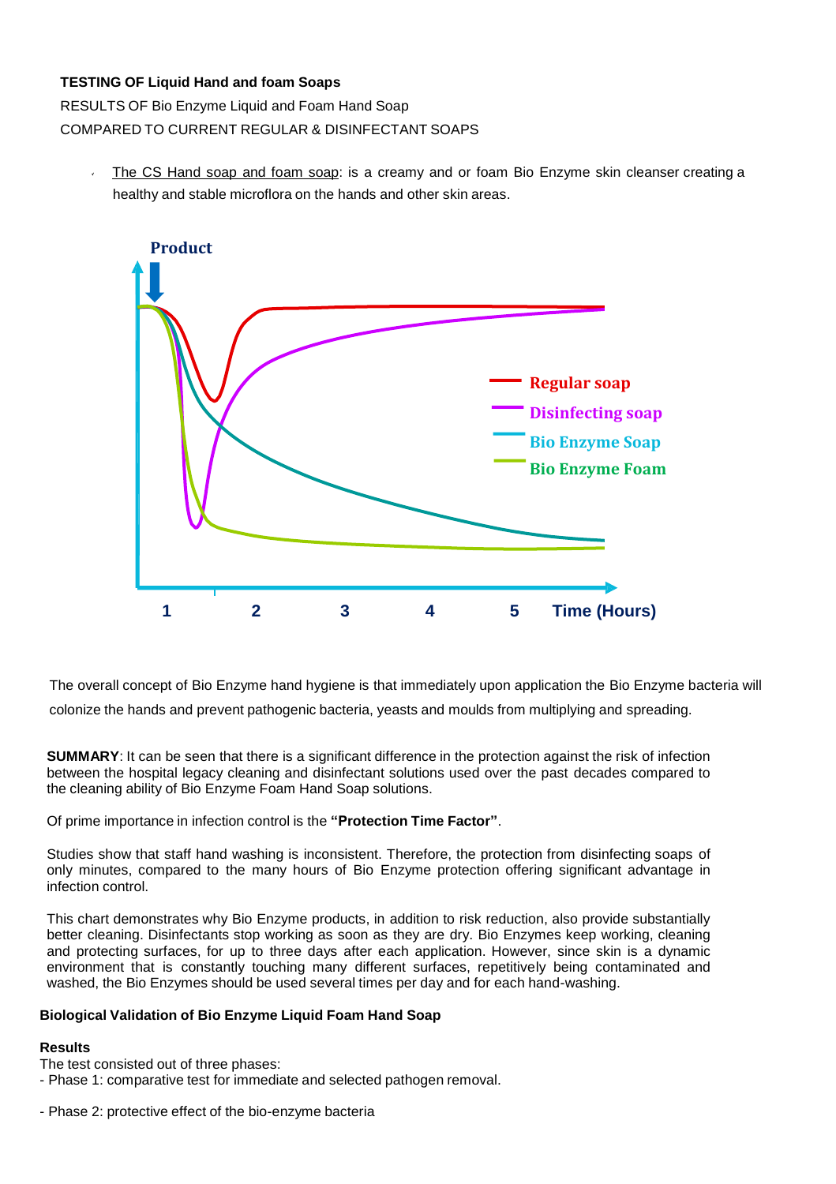**TESTING OF Liquid Hand and foam Soaps**

RESULTS OF Bio Enzyme Liquid and Foam Hand Soap

COMPARED TO CURRENT REGULAR & DISINFECTANT SOAPS

- The CS Hand soap and foam soap: is a creamy and or foam Bio Enzyme skin cleanser creating a healthy and stable microflora on the hands and other skin areas.

Product

Regular soap
Disinfecting soap
Bio Enzyme Soap
Bio Enzyme Foam

1 2 3 4 5 Time (Hours)

The overall concept of Bio Enzyme hand hygiene is that immediately upon application the Bio Enzyme bacteria will colonize the hands and prevent pathogenic bacteria, yeasts and moulds from multiplying and spreading.

**SUMMARY**: It can be seen that there is a significant difference in the protection against the risk of infection between the hospital legacy cleaning and disinfectant solutions used over the past decades compared to the cleaning ability of Bio Enzyme Foam Hand Soap solutions.

Of prime importance in infection control is the **"Protection Time Factor"**.

Studies show that staff hand washing is inconsistent. Therefore, the protection from disinfecting soaps of only minutes, compared to the many hours of Bio Enzyme protection offering significant advantage in infection control.

This chart demonstrates why Bio Enzyme products, in addition to risk reduction, also provide substantially better cleaning. Disinfectants stop working as soon as they are dry. Bio Enzymes keep working, cleaning and protecting surfaces, for up to three days after each application. However, since skin is a dynamic environment that is constantly touching many different surfaces, repetitively being contaminated and washed, the Bio Enzymes should be used several times per day and for each hand-washing.

**Biological Validation of Bio Enzyme Liquid Foam Hand Soap**

**Results**

The test consisted out of three phases:

- Phase 1: comparative test for immediate and selected pathogen removal.

- Phase 2: protective effect of the bio-enzyme bacteria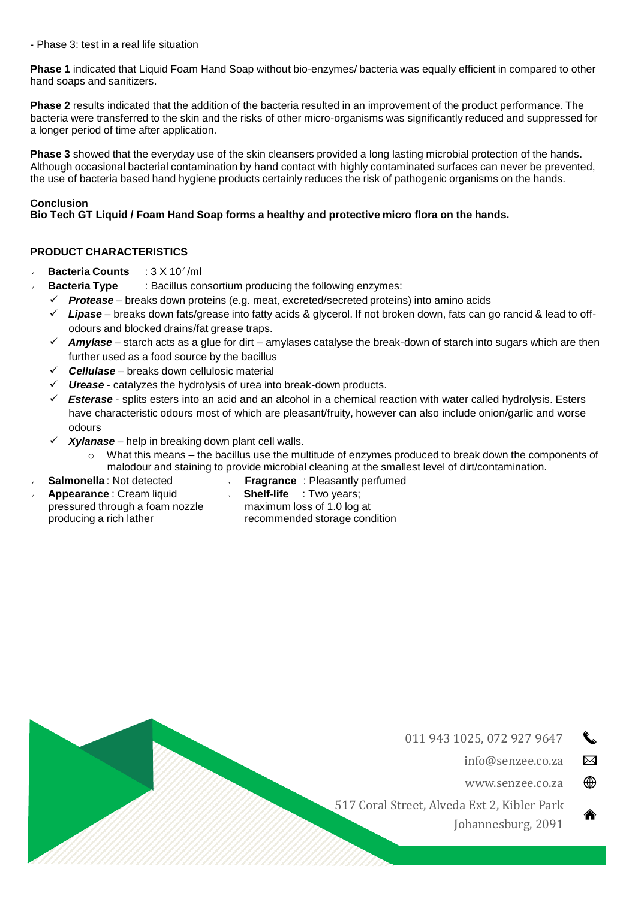- Phase 3: test in a real life situation

**Phase 1** indicated that Liquid Foam Hand Soap without bio-enzymes/ bacteria was equally efficient in compared to other hand soaps and sanitizers.

**Phase 2** results indicated that the addition of the bacteria resulted in an improvement of the product performance. The bacteria were transferred to the skin and the risks of other micro-organisms was significantly reduced and suppressed for a longer period of time after application.

**Phase 3** showed that the everyday use of the skin cleansers provided a long lasting microbial protection of the hands. Although occasional bacterial contamination by hand contact with highly contaminated surfaces can never be prevented, the use of bacteria based hand hygiene products certainly reduces the risk of pathogenic organisms on the hands.

**Conclusion**

**Bio Tech GT Liquid / Foam Hand Soap forms a healthy and protective micro flora on the hands.**

## PRODUCT CHARACTERISTICS

- **Bacteria Counts** : $3 \times 10^7$ /ml
- **Bacteria Type** : Bacillus consortium producing the following enzymes:
  - ✓ ***Protease*** – breaks down proteins (e.g. meat, excreted/secreted proteins) into amino acids
  - ✓ ***Lipase*** – breaks down fats/grease into fatty acids & glycerol. If not broken down, fats can go rancid & lead to off-odours and blocked drains/fat grease traps.
  - ✓ ***Amylase*** – starch acts as a glue for dirt – amylases catalyse the break-down of starch into sugars which are then further used as a food source by the bacillus
  - ✓ ***Cellulase*** – breaks down cellulosic material
  - ✓ ***Urease*** - catalyzes the hydrolysis of urea into break-down products.
  - ✓ ***Esterase*** - splits esters into an acid and an alcohol in a chemical reaction with water called hydrolysis. Esters have characteristic odours most of which are pleasant/fruity, however can also include onion/garlic and worse odours
  - ✓ ***Xylanase*** – help in breaking down plant cell walls.
    - What this means – the bacillus use the multitude of enzymes produced to break down the components of malodour and staining to provide microbial cleaning at the smallest level of dirt/contamination.
- **Salmonella** : Not detected
- **Appearance** : Cream liquid pressured through a foam nozzle producing a rich lather
- **Fragrance** : Pleasantly perfumed
- **Shelf-life** : Two years; maximum loss of 1.0 log at recommended storage condition

011 943 1025, 072 927 9647

info@senzee.co.za

www.senzee.co.za

517 Coral Street, Alveda Ext 2, Kibler Park
Johannesburg, 2091